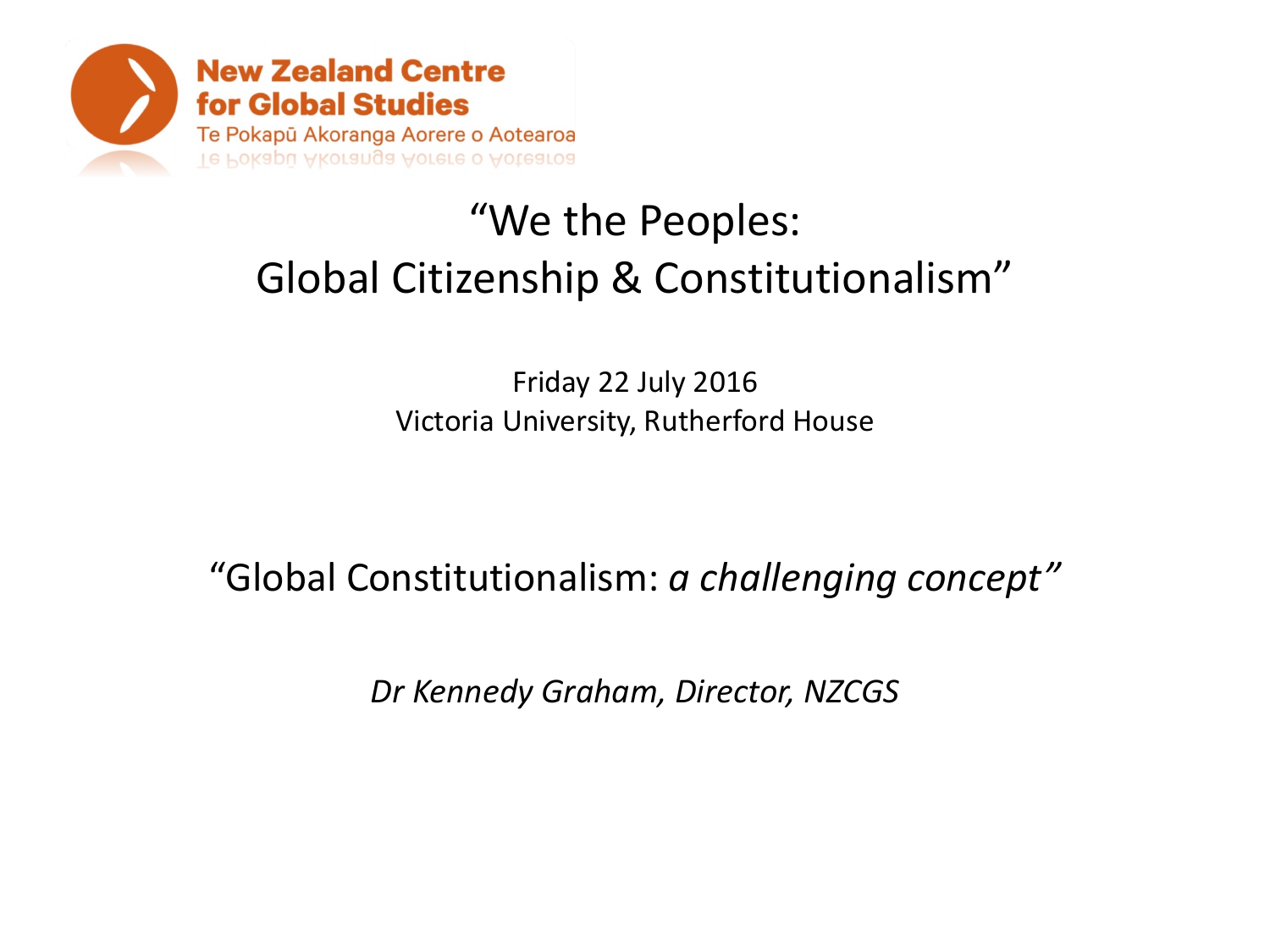New Zealand Centre for Global Studies

Te Pokapū Akoranga Aorere o Aotearoa

# "We the Peoples: Global Citizenship & Constitutionalism"

Friday 22 July 2016

Victoria University, Rutherford House

## "Global Constitutionalism: *a challenging concept*"

*Dr Kennedy Graham, Director, NZCGS*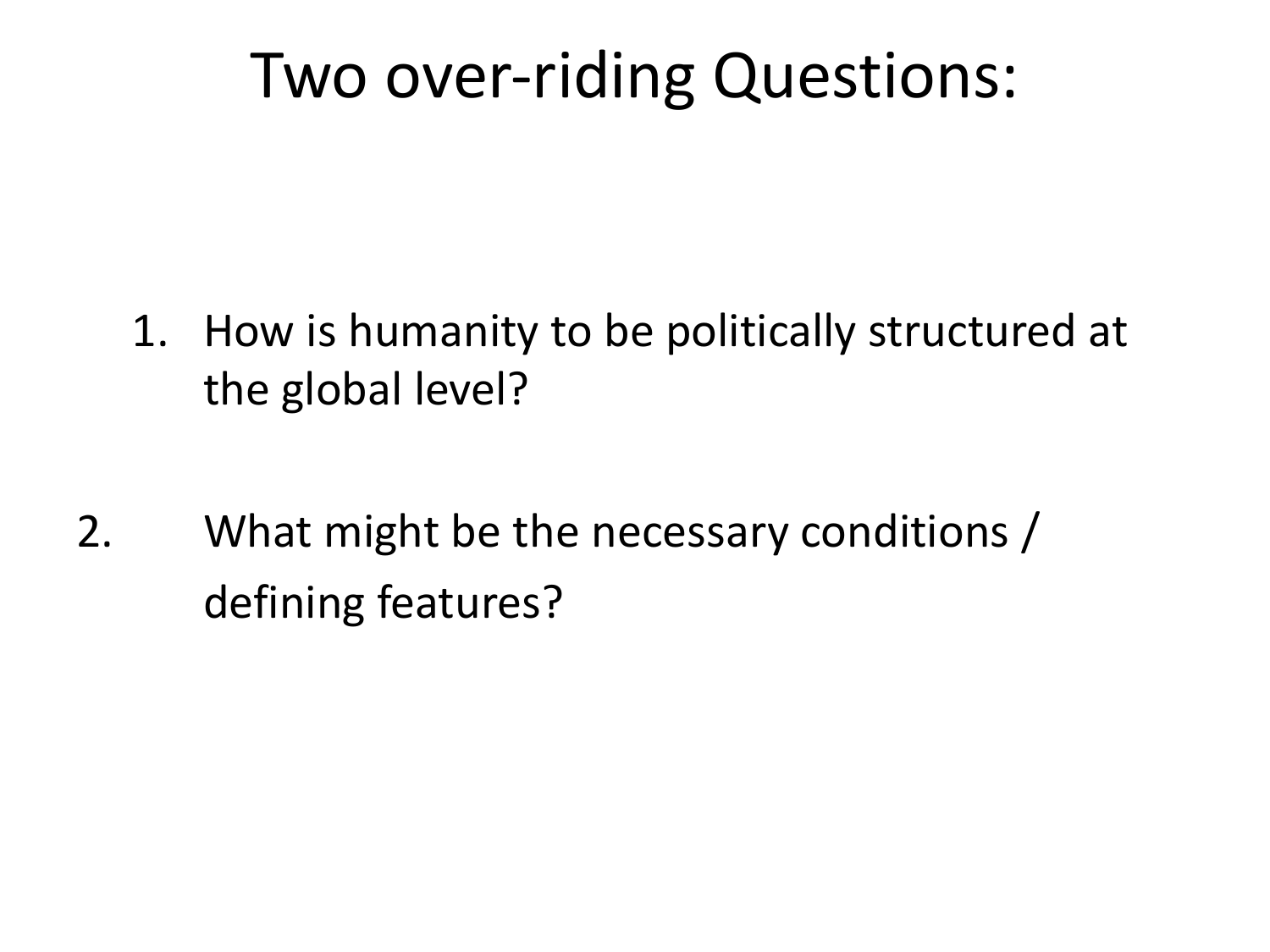# Two over-riding Questions:

1. How is humanity to be politically structured at the global level?

2. What might be the necessary conditions / defining features?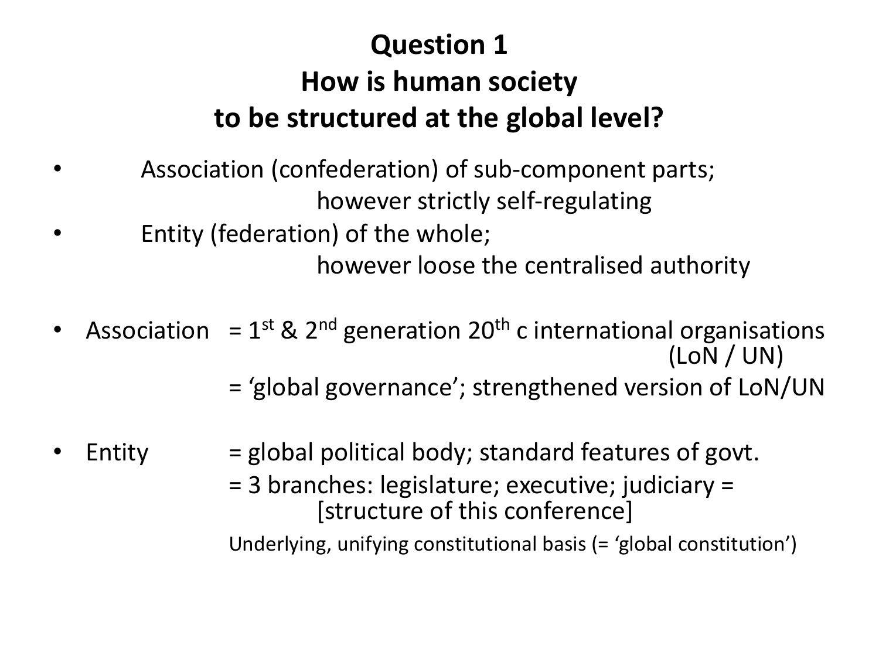## Question 1
## How is human society to be structured at the global level?

- Association (confederation) of sub-component parts;
  however strictly self-regulating
- Entity (federation) of the whole;
  however loose the centralised authority

- Association = 1st & 2nd generation 20th c international organisations (LoN / UN)
  = 'global governance'; strengthened version of LoN/UN

- Entity = global political body; standard features of govt.
  = 3 branches: legislature; executive; judiciary = [structure of this conference]
  Underlying, unifying constitutional basis (= 'global constitution')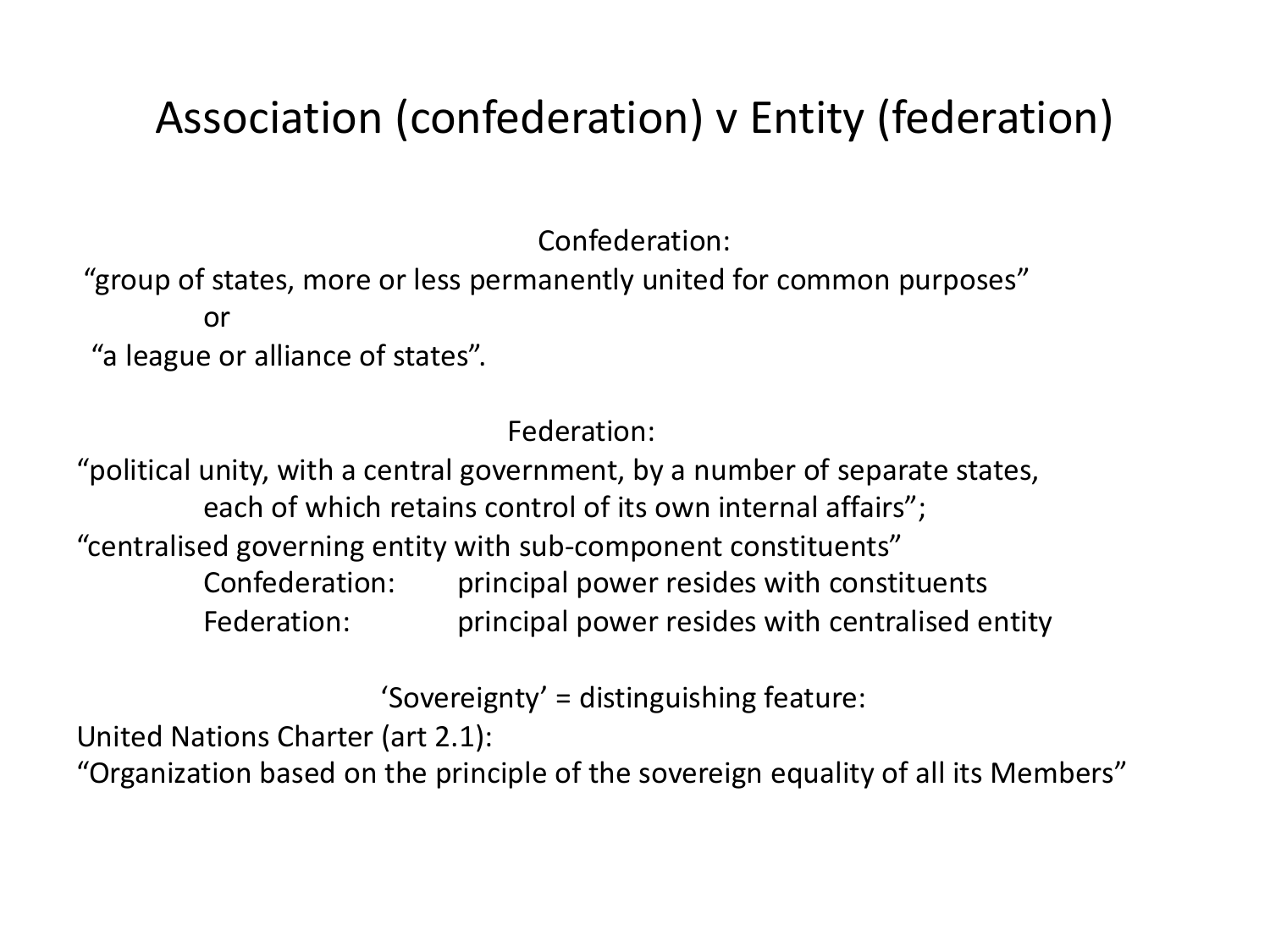# Association (confederation) v Entity (federation)

Confederation:

"group of states, more or less permanently united for common purposes"

or

"a league or alliance of states".

Federation:

"political unity, with a central government, by a number of separate states, each of which retains control of its own internal affairs";

"centralised governing entity with sub-component constituents"

| | |
|---|---|
| Confederation: | principal power resides with constituents |
| Federation: | principal power resides with centralised entity |

'Sovereignty' = distinguishing feature:

United Nations Charter (art 2.1):

"Organization based on the principle of the sovereign equality of all its Members"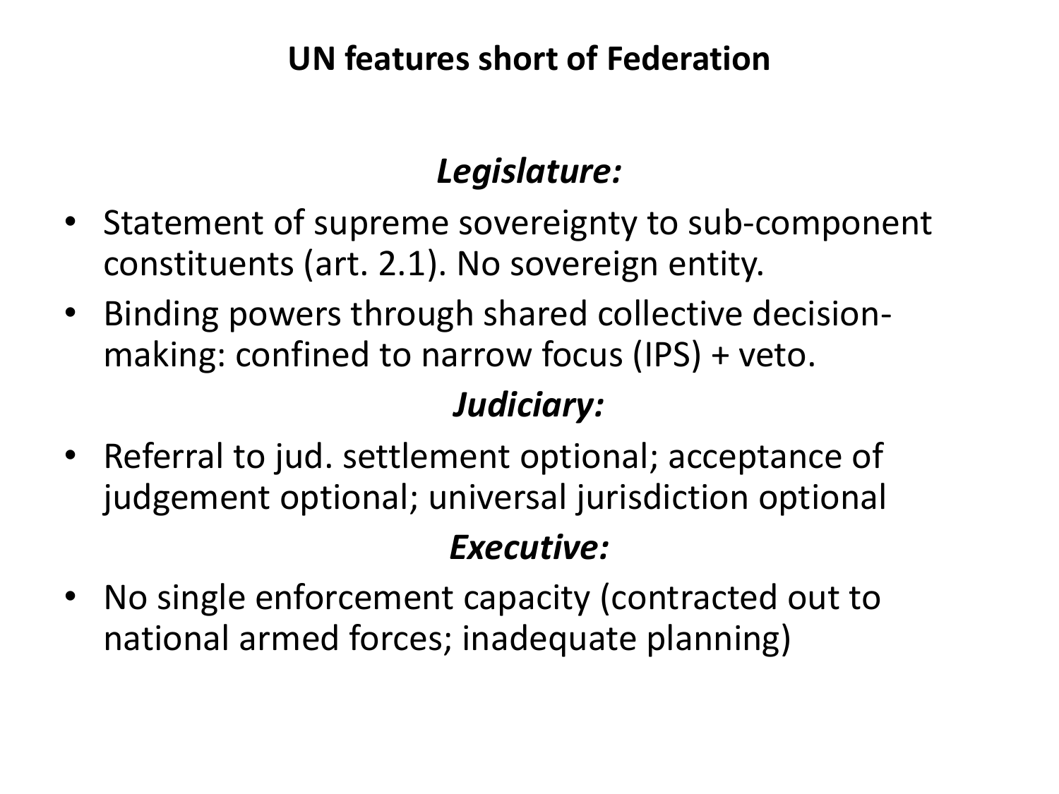# UN features short of Federation

### *Legislature:*

- Statement of supreme sovereignty to sub-component constituents (art. 2.1). No sovereign entity.
- Binding powers through shared collective decision-making: confined to narrow focus (IPS) + veto.

### *Judiciary:*

- Referral to jud. settlement optional; acceptance of judgement optional; universal jurisdiction optional

### *Executive:*

- No single enforcement capacity (contracted out to national armed forces; inadequate planning)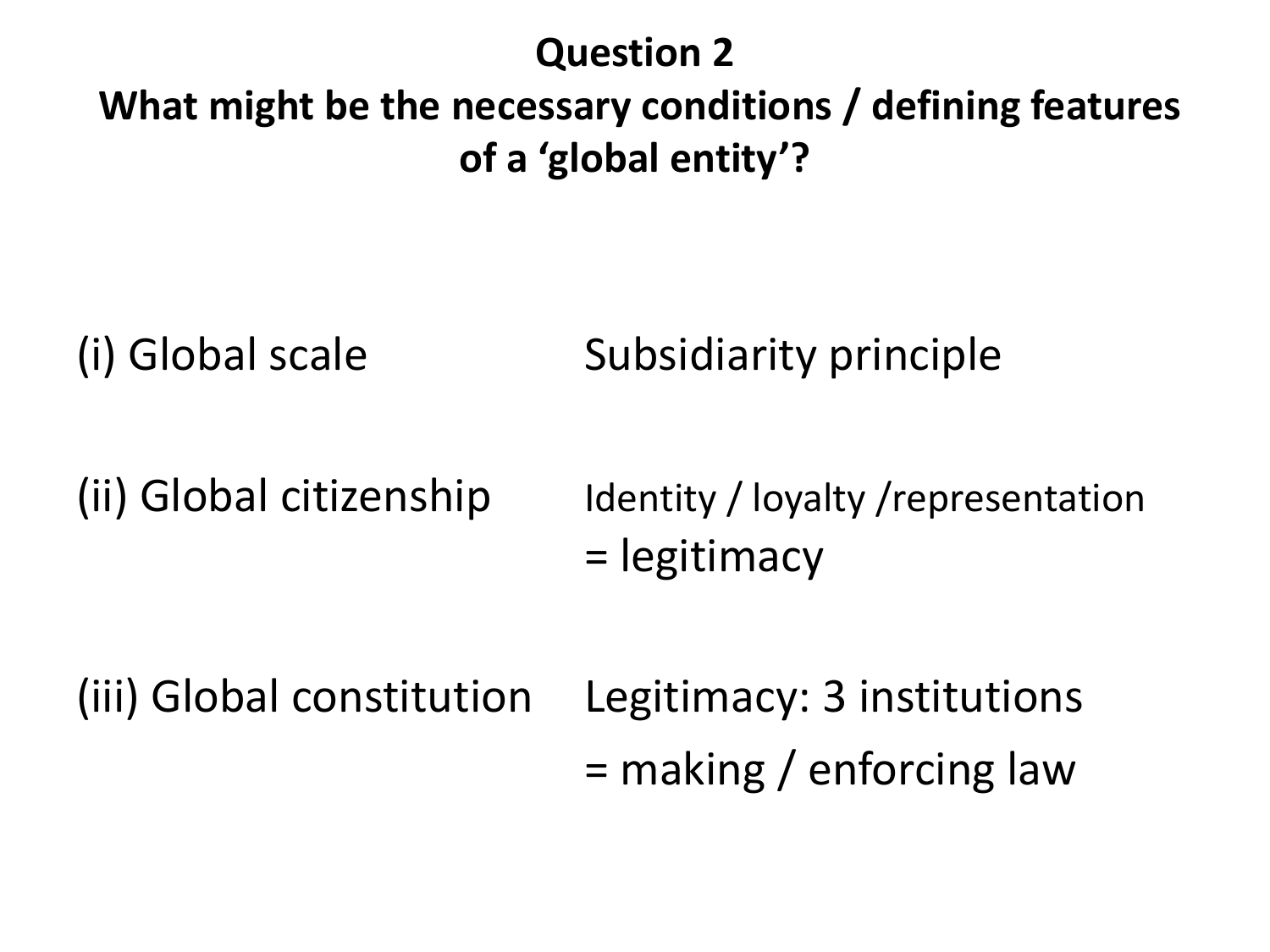## Question 2
## What might be the necessary conditions / defining features of a 'global entity'?

| | |
|---|---|
| (i) Global scale | Subsidiarity principle |
| (ii) Global citizenship | Identity / loyalty /representation<br>= legitimacy |
| (iii) Global constitution | Legitimacy: 3 institutions<br>= making / enforcing law |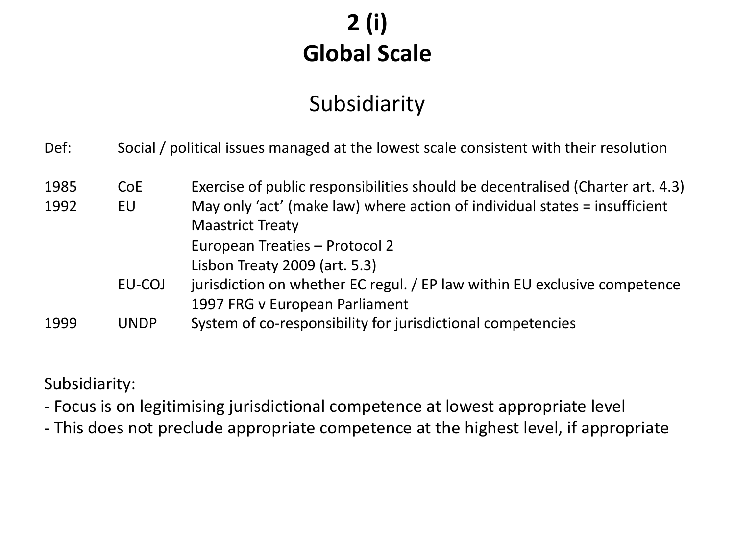# 2 (i)
# Global Scale

## Subsidiarity

Def: Social / political issues managed at the lowest scale consistent with their resolution

| | | |
|---|---|---|
| 1985 | CoE | Exercise of public responsibilities should be decentralised (Charter art. 4.3) |
| 1992 | EU | May only 'act' (make law) where action of individual states = insufficient<br>Maastrict Treaty<br>European Treaties – Protocol 2<br>Lisbon Treaty 2009 (art. 5.3) |
| | EU-COJ | jurisdiction on whether EC regul. / EP law within EU exclusive competence<br>1997 FRG v European Parliament |
| 1999 | UNDP | System of co-responsibility for jurisdictional competencies |

Subsidiarity:

- Focus is on legitimising jurisdictional competence at lowest appropriate level
- This does not preclude appropriate competence at the highest level, if appropriate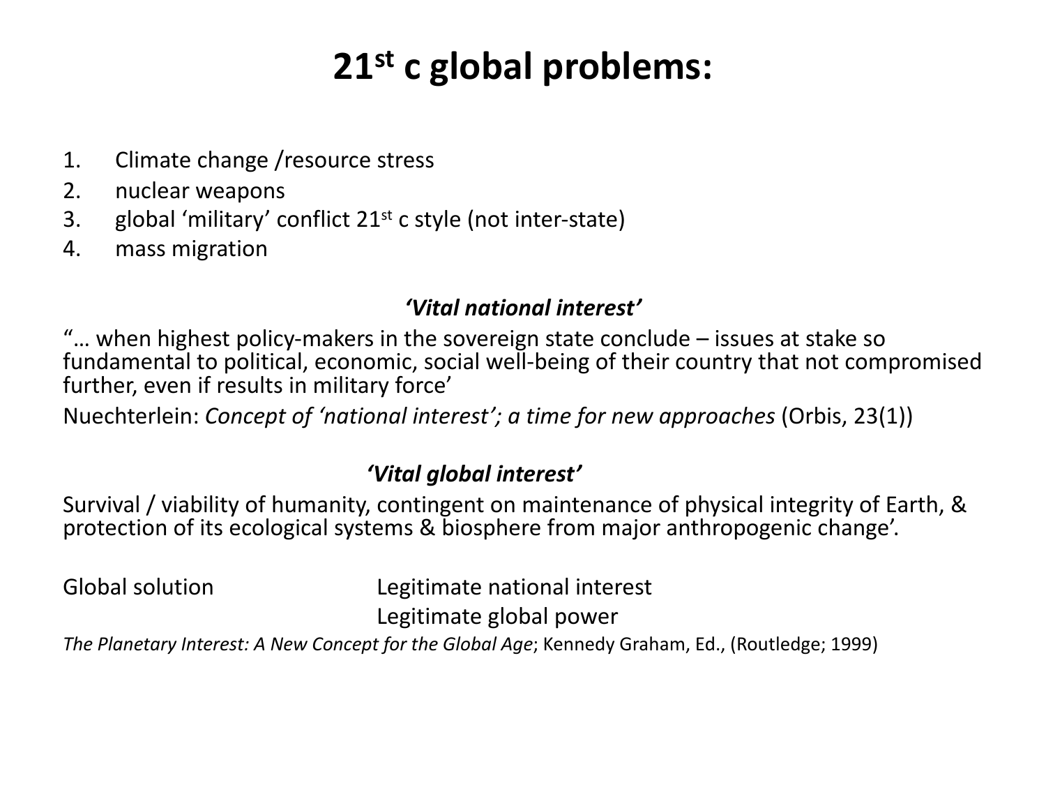# 21st c global problems:

1. Climate change /resource stress
2. nuclear weapons
3. global 'military' conflict 21st c style (not inter-state)
4. mass migration

***'Vital national interest'***

"… when highest policy-makers in the sovereign state conclude – issues at stake so fundamental to political, economic, social well-being of their country that not compromised further, even if results in military force'

Nuechterlein: *Concept of 'national interest'; a time for new approaches* (Orbis, 23(1))

***'Vital global interest'***

Survival / viability of humanity, contingent on maintenance of physical integrity of Earth, & protection of its ecological systems & biosphere from major anthropogenic change'.

Global solution — Legitimate national interest

Legitimate global power

*The Planetary Interest: A New Concept for the Global Age*; Kennedy Graham, Ed., (Routledge; 1999)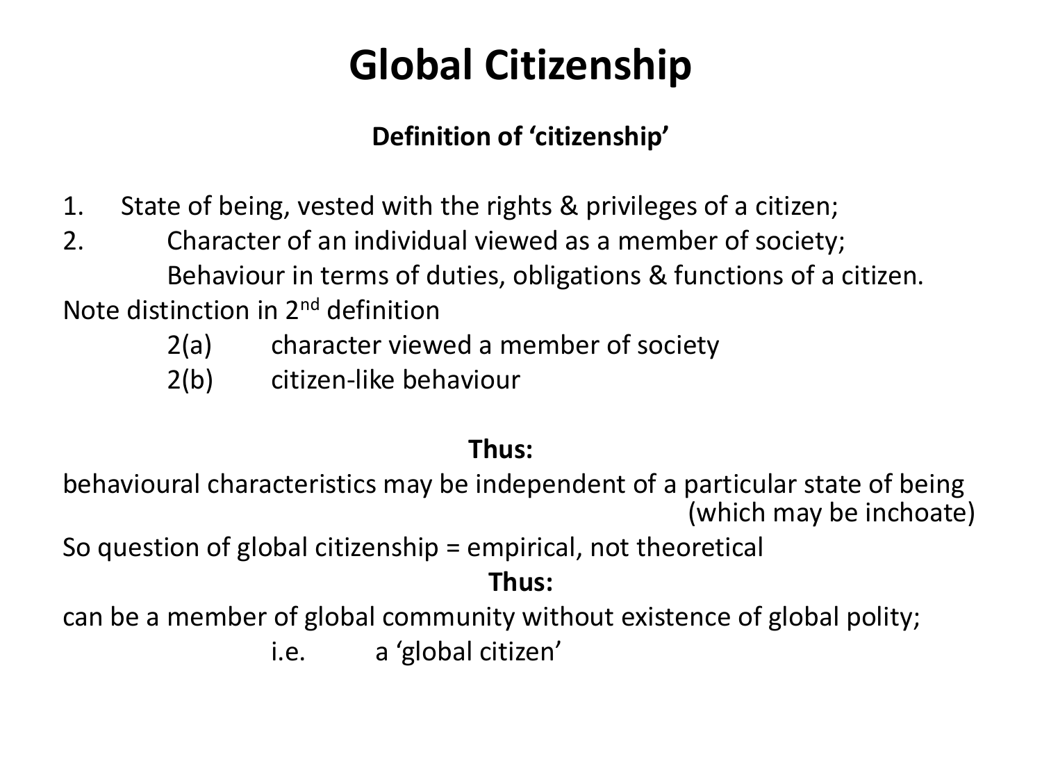# Global Citizenship

**Definition of 'citizenship'**

1. State of being, vested with the rights & privileges of a citizen;
2. Character of an individual viewed as a member of society;
   Behaviour in terms of duties, obligations & functions of a citizen.

Note distinction in 2nd definition

- 2(a) character viewed a member of society
- 2(b) citizen-like behaviour

**Thus:**

behavioural characteristics may be independent of a particular state of being (which may be inchoate)

So question of global citizenship = empirical, not theoretical

**Thus:**

can be a member of global community without existence of global polity;

i.e. a 'global citizen'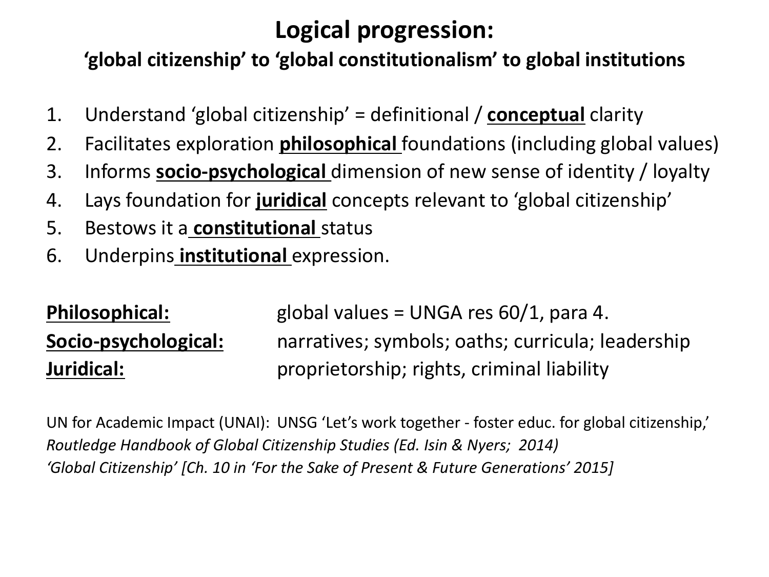# Logical progression:

## 'global citizenship' to 'global constitutionalism' to global institutions

1. Understand 'global citizenship' = definitional / **conceptual** clarity
2. Facilitates exploration **philosophical** foundations (including global values)
3. Informs **socio-psychological** dimension of new sense of identity / loyalty
4. Lays foundation for **juridical** concepts relevant to 'global citizenship'
5. Bestows it a **constitutional** status
6. Underpins **institutional** expression.

**Philosophical:** global values = UNGA res 60/1, para 4.
**Socio-psychological:** narratives; symbols; oaths; curricula; leadership
**Juridical:** proprietorship; rights, criminal liability

UN for Academic Impact (UNAI): UNSG 'Let's work together - foster educ. for global citizenship,'
*Routledge Handbook of Global Citizenship Studies (Ed. Isin & Nyers; 2014)*
*'Global Citizenship' [Ch. 10 in 'For the Sake of Present & Future Generations' 2015]*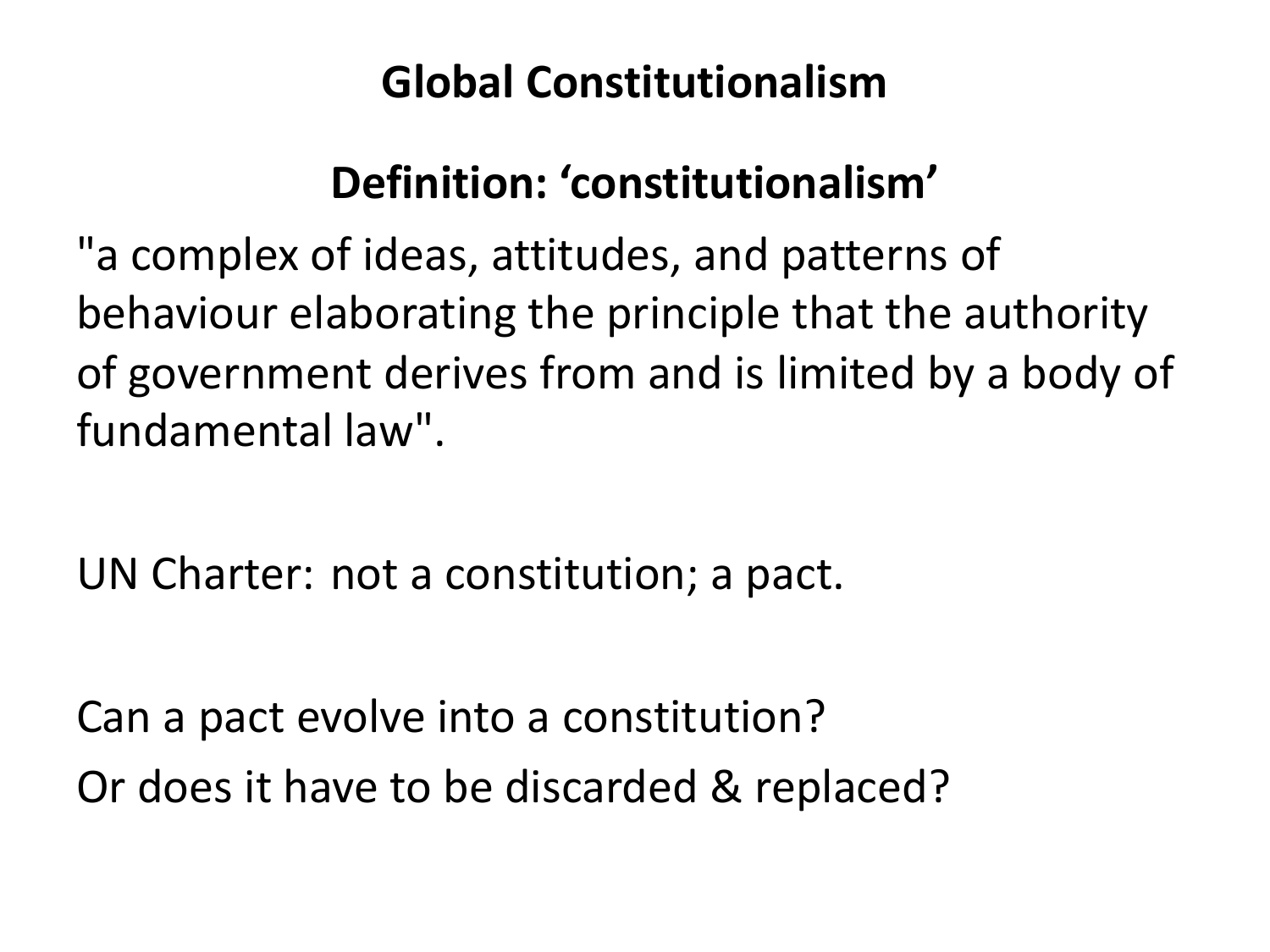# Global Constitutionalism

## Definition: ‘constitutionalism’

"a complex of ideas, attitudes, and patterns of behaviour elaborating the principle that the authority of government derives from and is limited by a body of fundamental law".

UN Charter: not a constitution; a pact.

Can a pact evolve into a constitution?

Or does it have to be discarded & replaced?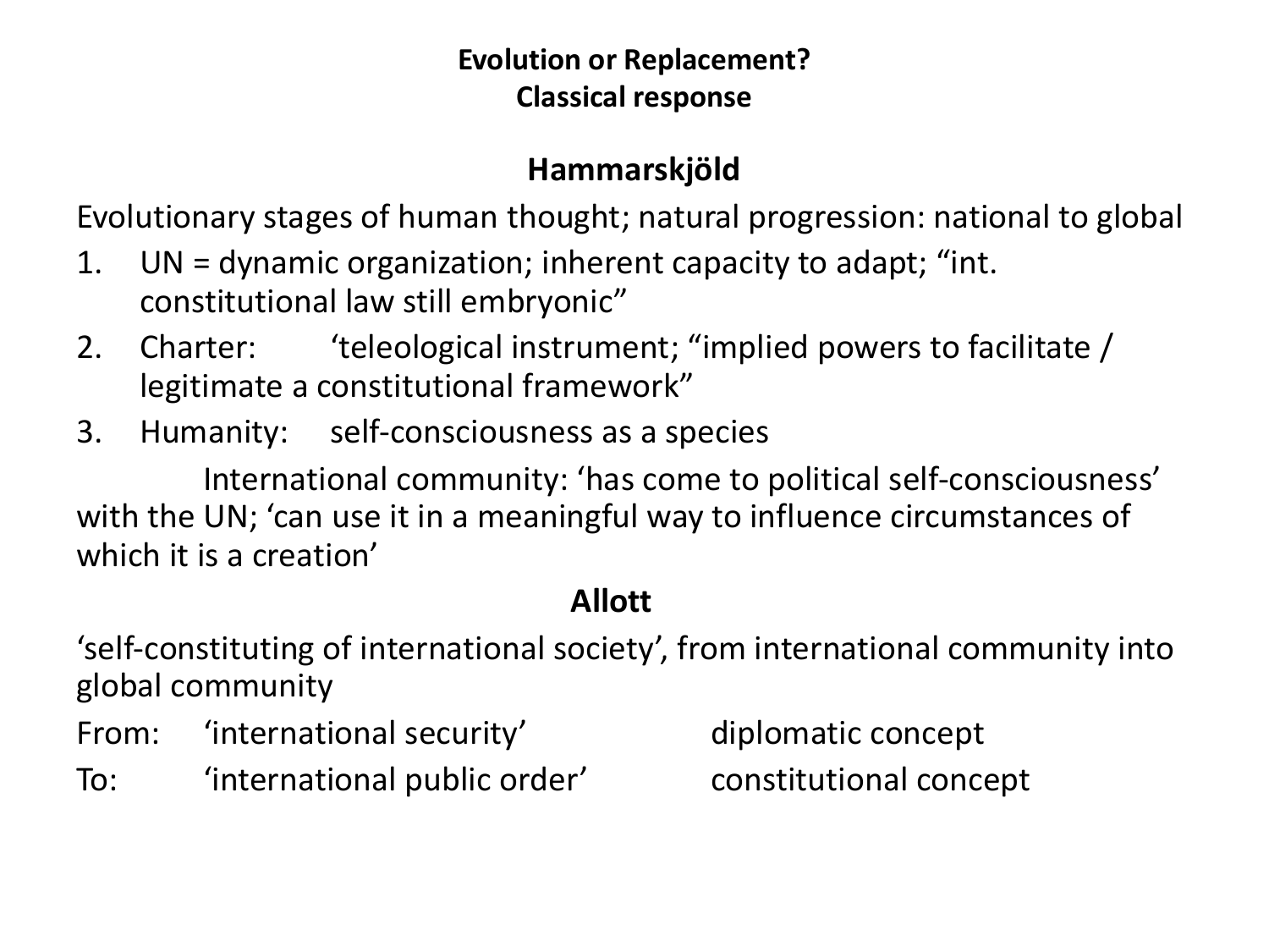# Evolution or Replacement?
## Classical response

### Hammarskjöld

Evolutionary stages of human thought; natural progression: national to global

1. UN = dynamic organization; inherent capacity to adapt; "int. constitutional law still embryonic"
2. Charter: 'teleological instrument; "implied powers to facilitate / legitimate a constitutional framework"
3. Humanity: self-consciousness as a species

International community: 'has come to political self-consciousness' with the UN; 'can use it in a meaningful way to influence circumstances of which it is a creation'

### Allott

'self-constituting of international society', from international community into global community

| | | |
|---|---|---|
| From: | 'international security' | diplomatic concept |
| To: | 'international public order' | constitutional concept |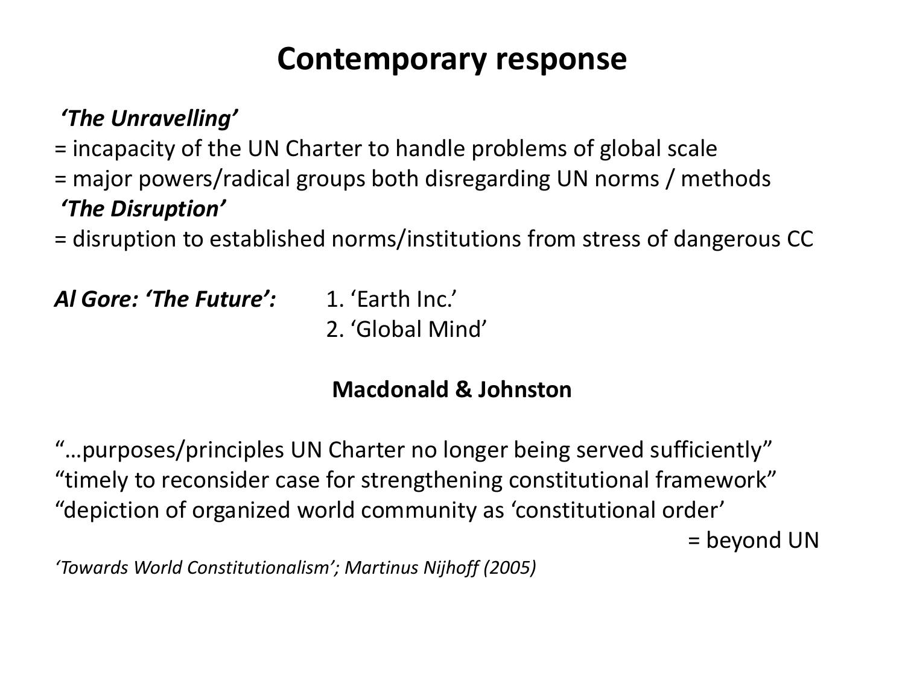# Contemporary response

***'The Unravelling'***

= incapacity of the UN Charter to handle problems of global scale

= major powers/radical groups both disregarding UN norms / methods

***'The Disruption'***

= disruption to established norms/institutions from stress of dangerous CC

***Al Gore: 'The Future':*** 1. 'Earth Inc.'
2. 'Global Mind'

**Macdonald & Johnston**

"…purposes/principles UN Charter no longer being served sufficiently"
"timely to reconsider case for strengthening constitutional framework"
"depiction of organized world community as 'constitutional order'
= beyond UN

*'Towards World Constitutionalism'; Martinus Nijhoff (2005)*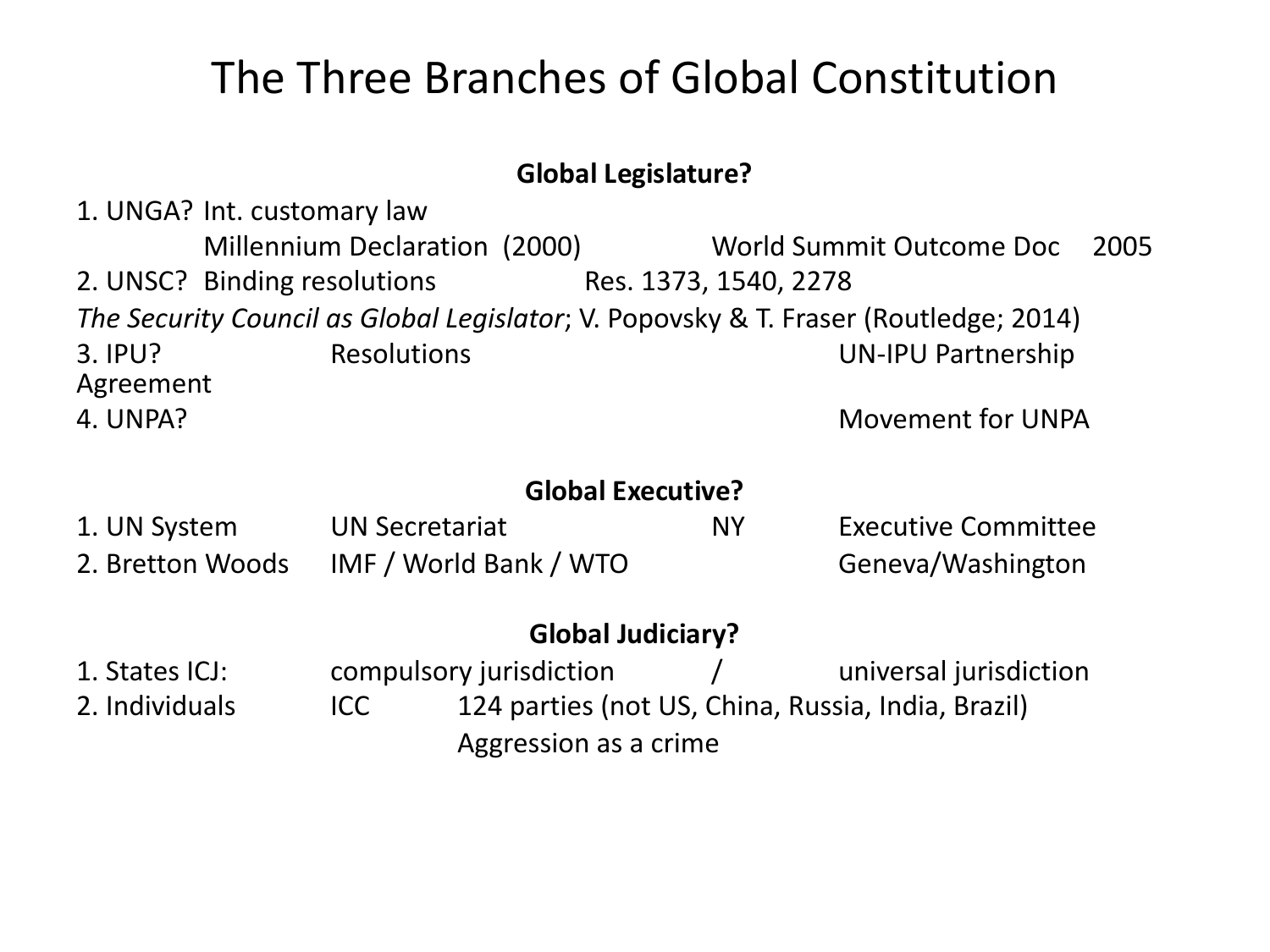# The Three Branches of Global Constitution

**Global Legislature?**

1. UNGA? Int. customary law
   Millennium Declaration (2000) World Summit Outcome Doc 2005
2. UNSC? Binding resolutions Res. 1373, 1540, 2278

*The Security Council as Global Legislator*; V. Popovsky & T. Fraser (Routledge; 2014)

3. IPU? Resolutions UN-IPU Partnership Agreement
4. UNPA? Movement for UNPA

**Global Executive?**

1. UN System UN Secretariat NY Executive Committee
2. Bretton Woods IMF / World Bank / WTO Geneva/Washington

**Global Judiciary?**

1. States ICJ: compulsory jurisdiction / universal jurisdiction
2. Individuals ICC 124 parties (not US, China, Russia, India, Brazil)
   Aggression as a crime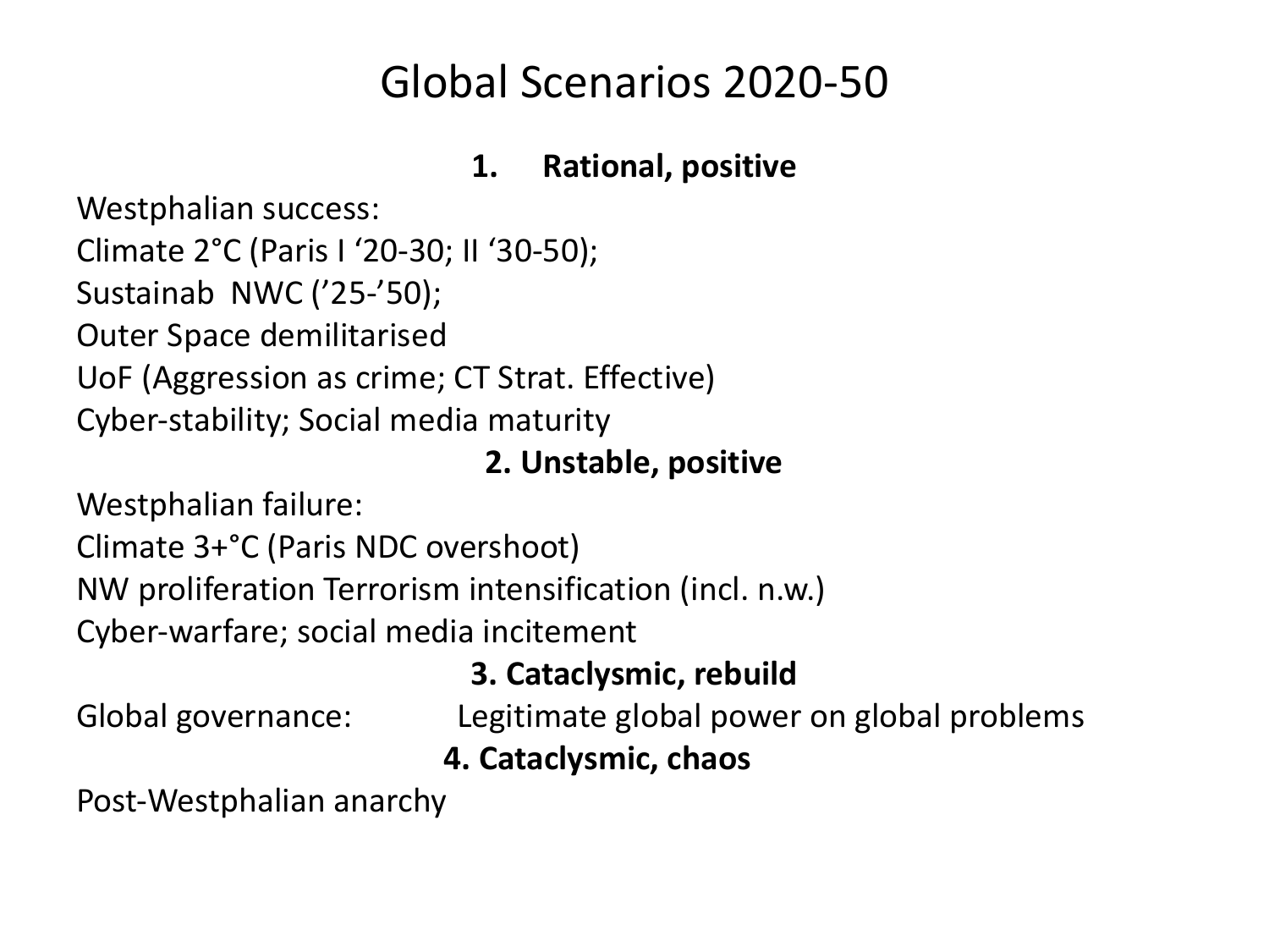# Global Scenarios 2020-50

**1. Rational, positive**

Westphalian success:
Climate 2°C (Paris I '20-30; II '30-50);
Sustainab NWC ('25-'50);
Outer Space demilitarised
UoF (Aggression as crime; CT Strat. Effective)
Cyber-stability; Social media maturity

**2. Unstable, positive**

Westphalian failure:
Climate 3+°C (Paris NDC overshoot)
NW proliferation Terrorism intensification (incl. n.w.)
Cyber-warfare; social media incitement

**3. Cataclysmic, rebuild**

Global governance: Legitimate global power on global problems

**4. Cataclysmic, chaos**

Post-Westphalian anarchy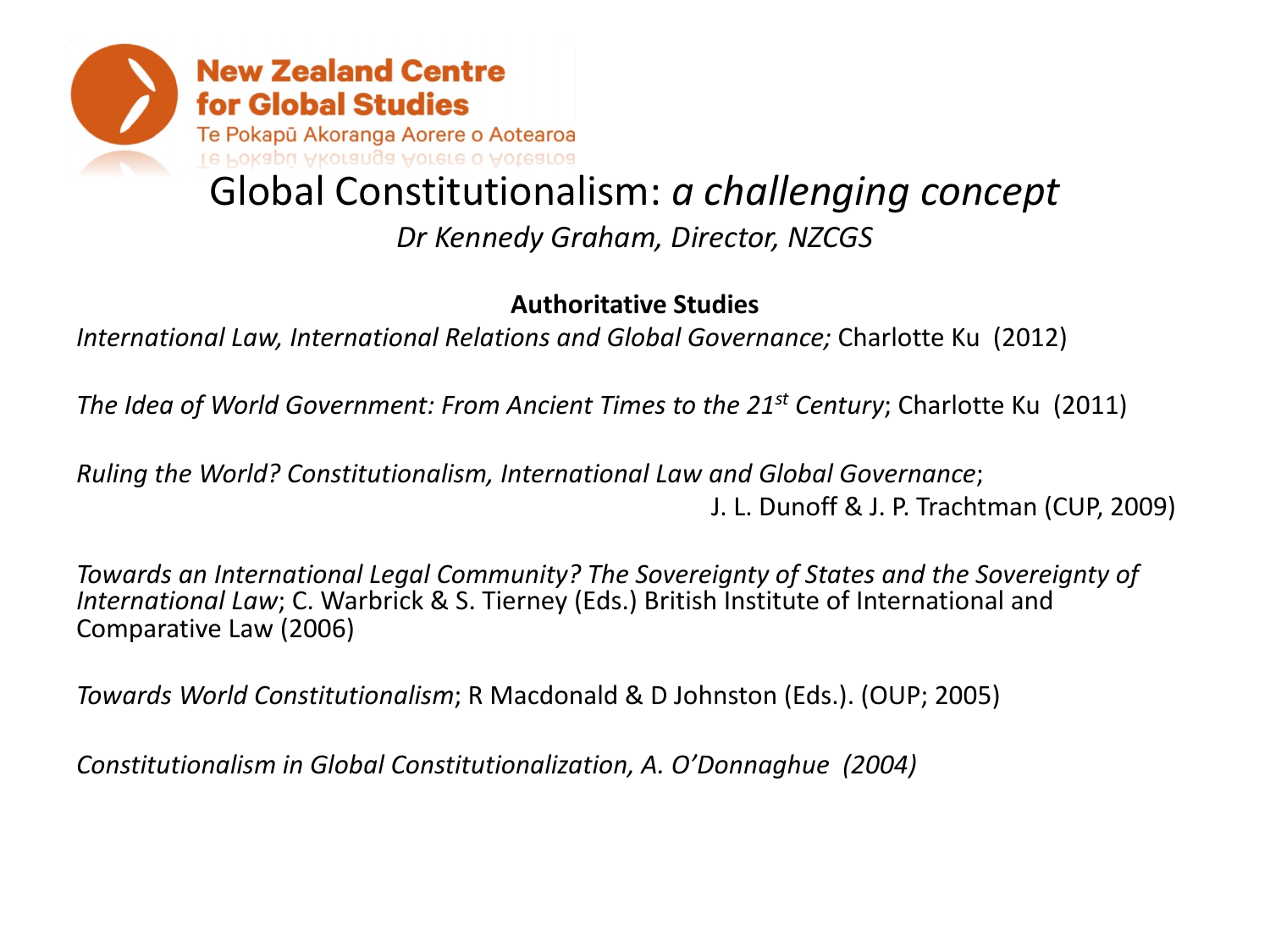New Zealand Centre for Global Studies

Te Pokapū Akoranga Aorere o Aotearoa

# Global Constitutionalism: *a challenging concept*

*Dr Kennedy Graham, Director, NZCGS*

**Authoritative Studies**

*International Law, International Relations and Global Governance;* Charlotte Ku (2012)

*The Idea of World Government: From Ancient Times to the 21st Century*; Charlotte Ku (2011)

*Ruling the World? Constitutionalism, International Law and Global Governance*; J. L. Dunoff & J. P. Trachtman (CUP, 2009)

*Towards an International Legal Community? The Sovereignty of States and the Sovereignty of International Law*; C. Warbrick & S. Tierney (Eds.) British Institute of International and Comparative Law (2006)

*Towards World Constitutionalism*; R Macdonald & D Johnston (Eds.). (OUP; 2005)

*Constitutionalism in Global Constitutionalization, A. O'Donnaghue (2004)*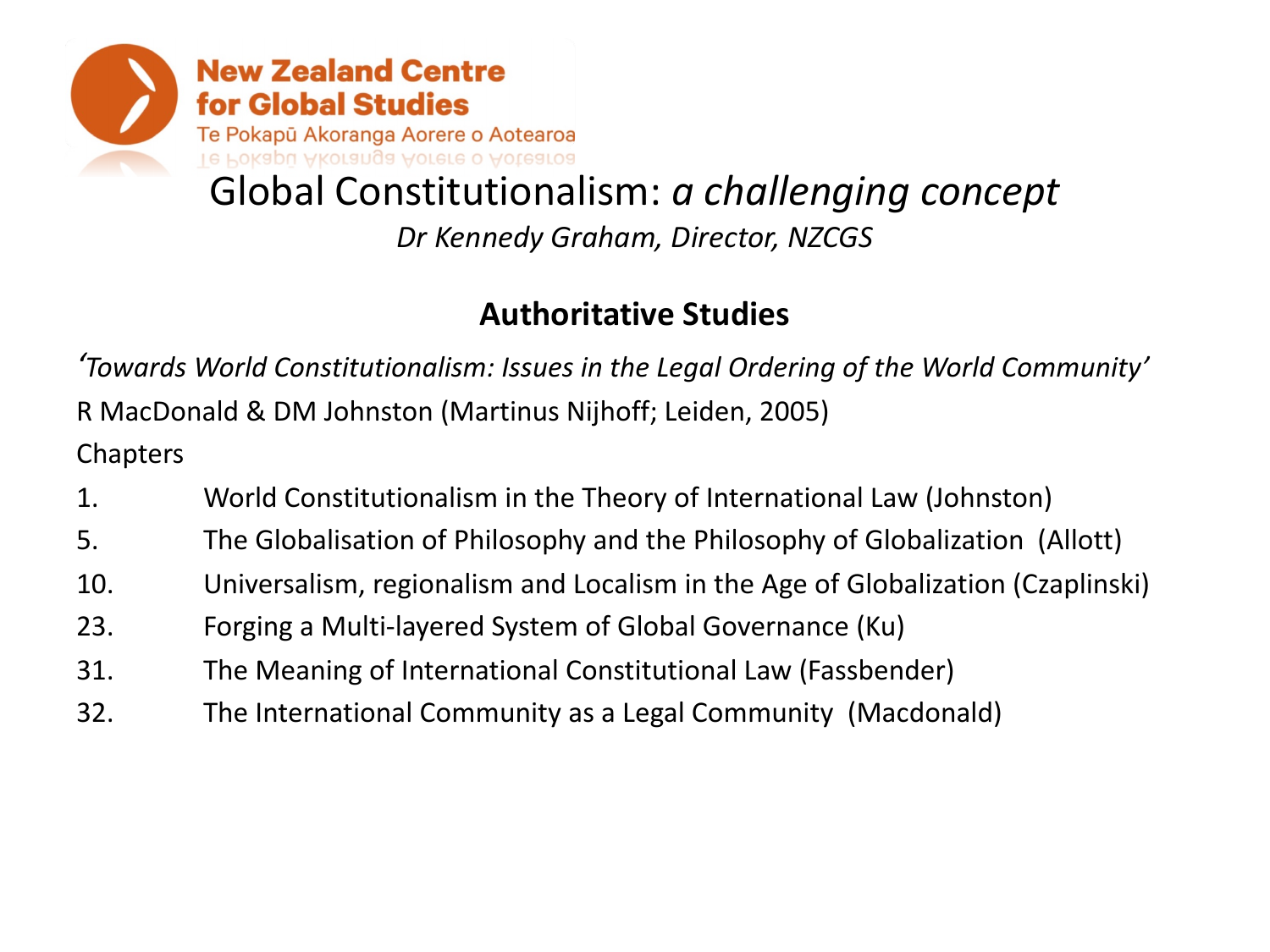New Zealand Centre for Global Studies

Te Pokapū Akoranga Aorere o Aotearoa

# Global Constitutionalism: *a challenging concept*

*Dr Kennedy Graham, Director, NZCGS*

## Authoritative Studies

*'Towards World Constitutionalism: Issues in the Legal Ordering of the World Community'*

R MacDonald & DM Johnston (Martinus Nijhoff; Leiden, 2005)

Chapters

1. World Constitutionalism in the Theory of International Law (Johnston)
5. The Globalisation of Philosophy and the Philosophy of Globalization (Allott)
10. Universalism, regionalism and Localism in the Age of Globalization (Czaplinski)
23. Forging a Multi-layered System of Global Governance (Ku)
31. The Meaning of International Constitutional Law (Fassbender)
32. The International Community as a Legal Community (Macdonald)